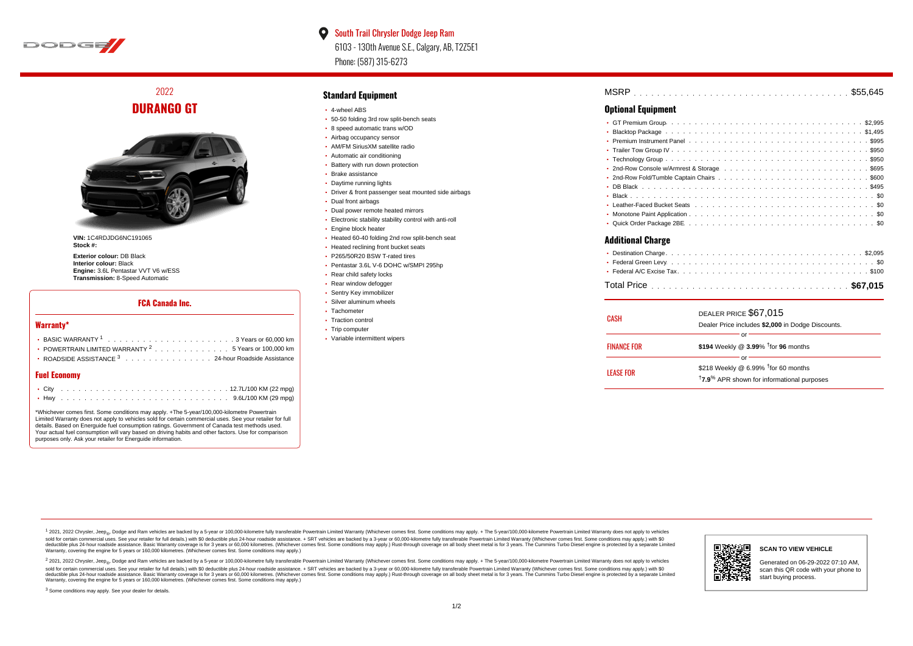South Trail Chrysler Dodge Jeep Ram
6103 - 130th Avenue S.E., Calgary, AB, T2Z5E1
Phone: (587) 315-6273

# 2022
# DURANGO GT

**VIN:** 1C4RDJDG6NC191065
**Stock #:**

**Exterior colour:** DB Black
**Interior colour:** Black
**Engine:** 3.6L Pentastar VVT V6 w/ESS
**Transmission:** 8-Speed Automatic

## FCA Canada Inc.

### Warranty*

- BASIC WARRANTY [1] . . . . . 3 Years or 60,000 km
- POWERTRAIN LIMITED WARRANTY [2] . . . . . 5 Years or 100,000 km
- ROADSIDE ASSISTANCE [3] . . . . . 24-hour Roadside Assistance

### Fuel Economy

- City . . . . . 12.7L/100 KM (22 mpg)
- Hwy . . . . . 9.6L/100 KM (29 mpg)

*Whichever comes first. Some conditions may apply. +The 5-year/100,000-kilometre Powertrain Limited Warranty does not apply to vehicles sold for certain commercial uses. See your retailer for full details. Based on Energuide fuel consumption ratings. Government of Canada test methods used. Your actual fuel consumption will vary based on driving habits and other factors. Use for comparison purposes only. Ask your retailer for Energuide information.

## Standard Equipment

- 4-wheel ABS
- 50-50 folding 3rd row split-bench seats
- 8 speed automatic trans w/OD
- Airbag occupancy sensor
- AM/FM SiriusXM satellite radio
- Automatic air conditioning
- Battery with run down protection
- Brake assistance
- Daytime running lights
- Driver & front passenger seat mounted side airbags
- Dual front airbags
- Dual power remote heated mirrors
- Electronic stability stability control with anti-roll
- Engine block heater
- Heated 60-40 folding 2nd row split-bench seat
- Heated reclining front bucket seats
- P265/50R20 BSW T-rated tires
- Pentastar 3.6L V-6 DOHC w/SMPI 295hp
- Rear child safety locks
- Rear window defogger
- Sentry Key immobilizer
- Silver aluminum wheels
- Tachometer
- Traction control
- Trip computer
- Variable intermittent wipers

MSRP . . . . . $55,645

## Optional Equipment

- GT Premium Group . . . . . $2,995
- Blacktop Package . . . . . $1,495
- Premium Instrument Panel . . . . . $995
- Trailer Tow Group IV . . . . . $950
- Technology Group . . . . . $950
- 2nd-Row Console w/Armrest & Storage . . . . . $695
- 2nd-Row Fold/Tumble Captain Chairs . . . . . $600
- DB Black . . . . . $495
- Black . . . . . $0
- Leather-Faced Bucket Seats . . . . . $0
- Monotone Paint Application . . . . . $0
- Quick Order Package 2BE . . . . . $0

## Additional Charge

- Destination Charge . . . . . $2,095
- Federal Green Levy . . . . . $0
- Federal A/C Excise Tax . . . . . $100

Total Price . . . . . **$67,015**

| | |
|---|---|
| CASH | DEALER PRICE $67,015<br>Dealer Price includes **$2,000** in Dodge Discounts. |
| | or |
| FINANCE FOR | **$194** Weekly @ **3.99%** †for **96** months |
| | or |
| LEASE FOR | $218 Weekly @ 6.99% †for 60 months<br>†**7.9%** APR shown for informational purposes |

[1] 2021, 2022 Chrysler, Jeep®, Dodge and Ram vehicles are backed by a 5-year or 100,000-kilometre fully transferable Powertrain Limited Warranty (Whichever comes first. Some conditions may apply. + The 5-year/100,000-kilometre Powertrain Limited Warranty does not apply to vehicles sold for certain commercial uses. See your retailer for full details.) with $0 deductible plus 24-hour roadside assistance. + SRT vehicles are backed by a 3-year or 60,000-kilometre fully transferable Powertrain Limited Warranty (Whichever comes first. Some conditions may apply.) with $0 deductible plus 24-hour roadside assistance. Basic Warranty coverage is for 3 years or 60,000 kilometres. (Whichever comes first. Some conditions may apply.) Rust-through coverage on all body sheet metal is for 3 years. The Cummins Turbo Diesel engine is protected by a separate Limited Warranty, covering the engine for 5 years or 160,000 kilometres. (Whichever comes first. Some conditions may apply.)

[2] 2021, 2022 Chrysler, Jeep®, Dodge and Ram vehicles are backed by a 5-year or 100,000-kilometre fully transferable Powertrain Limited Warranty (Whichever comes first. Some conditions may apply. + The 5-year/100,000-kilometre Powertrain Limited Warranty does not apply to vehicles sold for certain commercial uses. See your retailer for full details.) with $0 deductible plus 24-hour roadside assistance. + SRT vehicles are backed by a 3-year or 60,000-kilometre fully transferable Powertrain Limited Warranty (Whichever comes first. Some conditions may apply.) with $0 deductible plus 24-hour roadside assistance. Basic Warranty coverage is for 3 years or 60,000 kilometres. (Whichever comes first. Some conditions may apply.) Rust-through coverage on all body sheet metal is for 3 years. The Cummins Turbo Diesel engine is protected by a separate Limited Warranty, covering the engine for 5 years or 160,000 kilometres. (Whichever comes first. Some conditions may apply.)

[3] Some conditions may apply. See your dealer for details.

**SCAN TO VIEW VEHICLE**

Generated on 06-29-2022 07:10 AM, scan this QR code with your phone to start buying process.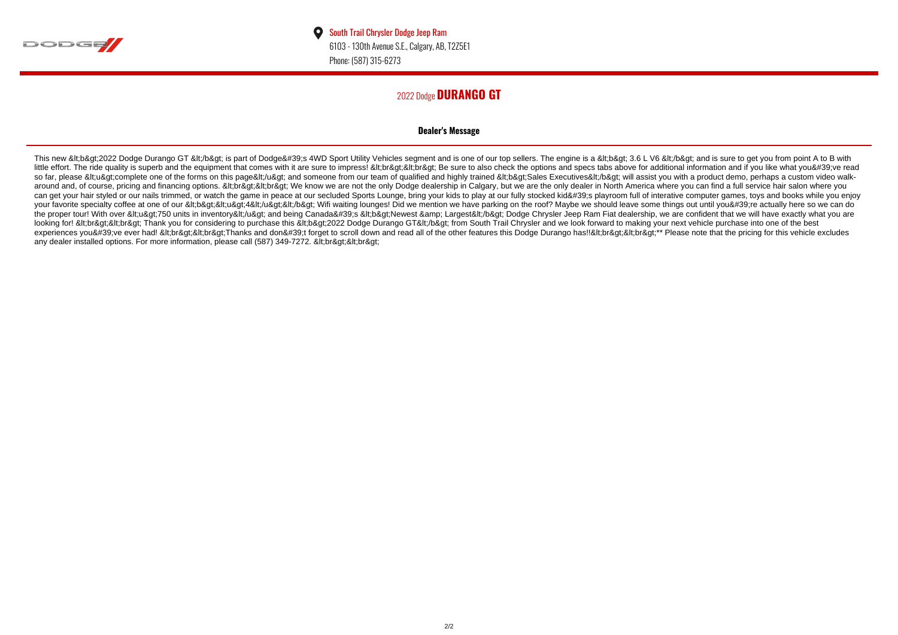South Trail Chrysler Dodge Jeep Ram

6103 - 130th Avenue S.E., Calgary, AB, T2Z5E1

Phone: (587) 315-6273

# 2022 Dodge **DURANGO GT**

## Dealer's Message

This new &lt;b&gt;2022 Dodge Durango GT &lt;/b&gt; is part of Dodge&#39;s 4WD Sport Utility Vehicles segment and is one of our top sellers. The engine is a &lt;b&gt; 3.6 L V6 &lt;/b&gt; and is sure to get you from point A to B with little effort. The ride quality is superb and the equipment that comes with it are sure to impress! &lt;br&gt;&lt;br&gt; Be sure to also check the options and specs tabs above for additional information and if you like what you&#39;ve read so far, please &lt;u&gt;complete one of the forms on this page&lt;/u&gt; and someone from our team of qualified and highly trained &lt;b&gt;Sales Executives&lt;/b&gt; will assist you with a product demo, perhaps a custom video walk-around and, of course, pricing and financing options. &lt;br&gt;&lt;br&gt; We know we are not the only Dodge dealership in Calgary, but we are the only dealer in North America where you can find a full service hair salon where you can get your hair styled or our nails trimmed, or watch the game in peace at our secluded Sports Lounge, bring your kids to play at our fully stocked kid&#39;s playroom full of interative computer games, toys and books while you enjoy your favorite specialty coffee at one of our &lt;b&gt;&lt;u&gt;4&lt;/u&gt;&lt;/b&gt; Wifi waiting lounges! Did we mention we have parking on the roof? Maybe we should leave some things out until you&#39;re actually here so we can do the proper tour! With over &lt;u&gt;750 units in inventory&lt;/u&gt; and being Canada&#39;s &lt;b&gt;Newest &amp; Largest&lt;/b&gt; Dodge Chrysler Jeep Ram Fiat dealership, we are confident that we will have exactly what you are looking for! &lt;br&gt;&lt;br&gt; Thank you for considering to purchase this &lt;b&gt;2022 Dodge Durango GT&lt;/b&gt; from South Trail Chrysler and we look forward to making your next vehicle purchase into one of the best experiences you&#39;ve ever had! &lt;br&gt;&lt;br&gt;Thanks and don&#39;t forget to scroll down and read all of the other features this Dodge Durango has!!&lt;br&gt;&lt;br&gt;** Please note that the pricing for this vehicle excludes any dealer installed options. For more information, please call (587) 349-7272. &lt;br&gt;&lt;br&gt;